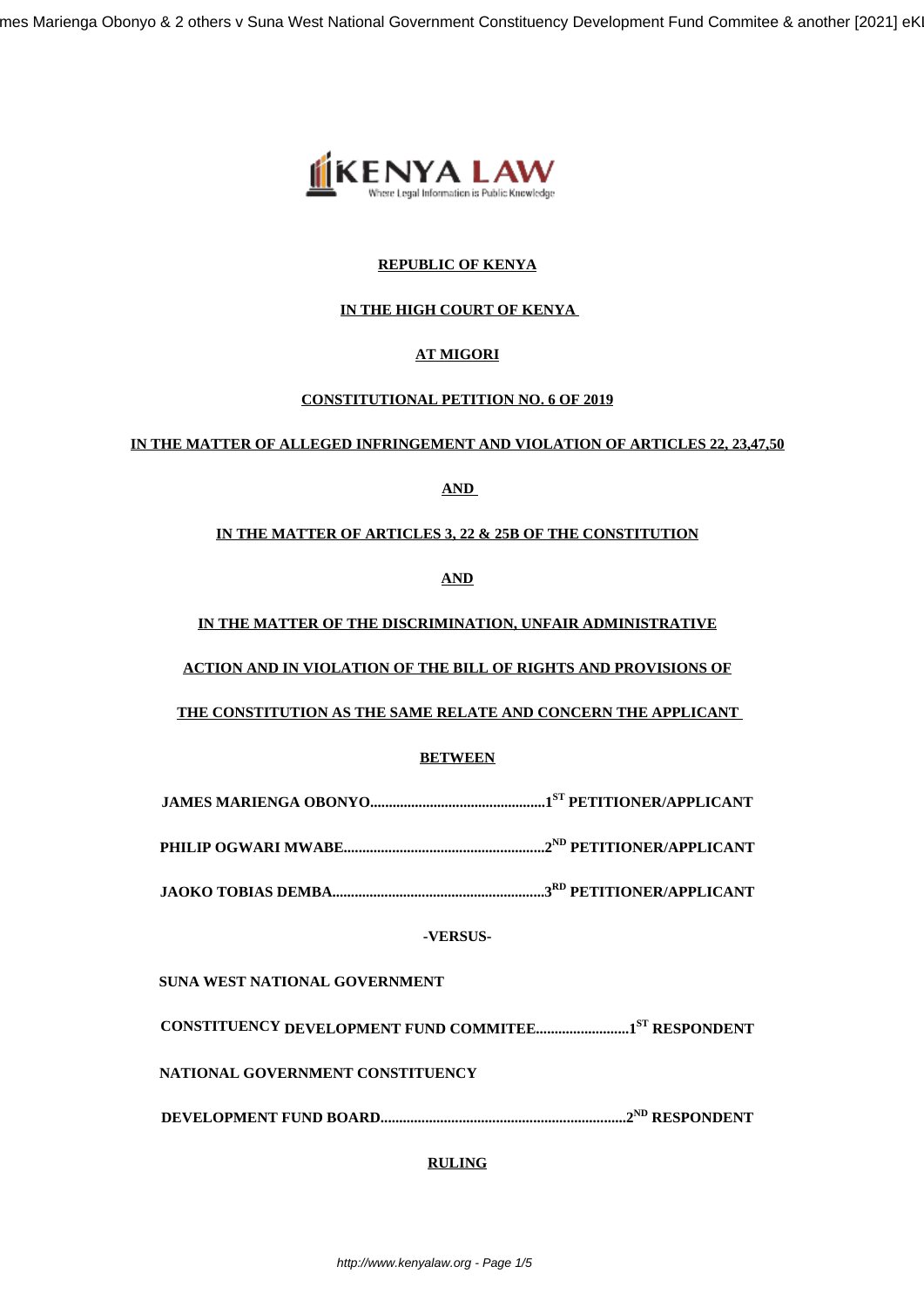**REPUBLIC OF KENYA**

**IN THE HIGH COURT OF KENYA**

**AT MIGORI**

**CONSTITUTIONAL PETITION NO. 6 OF 2019**

**IN THE MATTER OF ALLEGED INFRINGEMENT AND VIOLATION OF ARTICLES 22, 23,47,50**

**AND**

**IN THE MATTER OF ARTICLES 3, 22 & 25B OF THE CONSTITUTION**

**AND**

**IN THE MATTER OF THE DISCRIMINATION, UNFAIR ADMINISTRATIVE ACTION AND IN VIOLATION OF THE BILL OF RIGHTS AND PROVISIONS OF THE CONSTITUTION AS THE SAME RELATE AND CONCERN THE APPLICANT**

**BETWEEN**

**JAMES MARIENGA OBONYO..............................................1ST PETITIONER/APPLICANT**

**PHILIP OGWARI MWABE....................................................2ND PETITIONER/APPLICANT**

**JAOKO TOBIAS DEMBA.......................................................3RD PETITIONER/APPLICANT**

**-VERSUS-**

**SUNA WEST NATIONAL GOVERNMENT CONSTITUENCY DEVELOPMENT FUND COMMITEE........................1ST RESPONDENT**

**NATIONAL GOVERNMENT CONSTITUENCY DEVELOPMENT FUND BOARD.................................................................2ND RESPONDENT**

**RULING**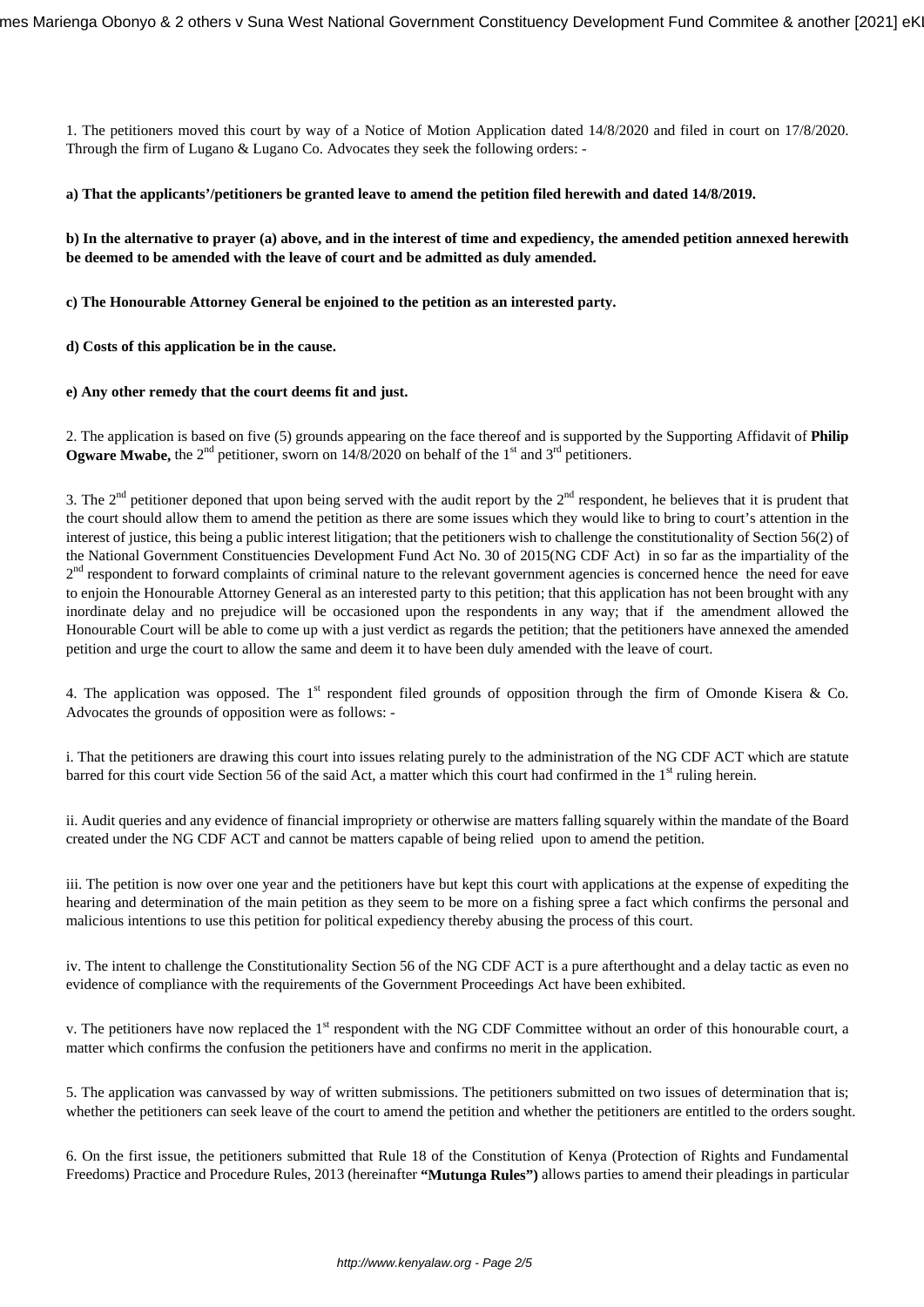1. The petitioners moved this court by way of a Notice of Motion Application dated 14/8/2020 and filed in court on 17/8/2020. Through the firm of Lugano & Lugano Co. Advocates they seek the following orders: -

**a) That the applicants'/petitioners be granted leave to amend the petition filed herewith and dated 14/8/2019.**

**b) In the alternative to prayer (a) above, and in the interest of time and expediency, the amended petition annexed herewith be deemed to be amended with the leave of court and be admitted as duly amended.**

**c) The Honourable Attorney General be enjoined to the petition as an interested party.**

**d) Costs of this application be in the cause.**

**e) Any other remedy that the court deems fit and just.**

2. The application is based on five (5) grounds appearing on the face thereof and is supported by the Supporting Affidavit of **Philip Ogware Mwabe,** the 2nd petitioner, sworn on 14/8/2020 on behalf of the 1st and 3rd petitioners.

3. The 2nd petitioner deponed that upon being served with the audit report by the 2nd respondent, he believes that it is prudent that the court should allow them to amend the petition as there are some issues which they would like to bring to court's attention in the interest of justice, this being a public interest litigation; that the petitioners wish to challenge the constitutionality of Section 56(2) of the National Government Constituencies Development Fund Act No. 30 of 2015(NG CDF Act) in so far as the impartiality of the 2nd respondent to forward complaints of criminal nature to the relevant government agencies is concerned hence the need for eave to enjoin the Honourable Attorney General as an interested party to this petition; that this application has not been brought with any inordinate delay and no prejudice will be occasioned upon the respondents in any way; that if the amendment allowed the Honourable Court will be able to come up with a just verdict as regards the petition; that the petitioners have annexed the amended petition and urge the court to allow the same and deem it to have been duly amended with the leave of court.

4. The application was opposed. The 1st respondent filed grounds of opposition through the firm of Omonde Kisera & Co. Advocates the grounds of opposition were as follows: -

i. That the petitioners are drawing this court into issues relating purely to the administration of the NG CDF ACT which are statute barred for this court vide Section 56 of the said Act, a matter which this court had confirmed in the 1st ruling herein.

ii. Audit queries and any evidence of financial impropriety or otherwise are matters falling squarely within the mandate of the Board created under the NG CDF ACT and cannot be matters capable of being relied upon to amend the petition.

iii. The petition is now over one year and the petitioners have but kept this court with applications at the expense of expediting the hearing and determination of the main petition as they seem to be more on a fishing spree a fact which confirms the personal and malicious intentions to use this petition for political expediency thereby abusing the process of this court.

iv. The intent to challenge the Constitutionality Section 56 of the NG CDF ACT is a pure afterthought and a delay tactic as even no evidence of compliance with the requirements of the Government Proceedings Act have been exhibited.

v. The petitioners have now replaced the 1st respondent with the NG CDF Committee without an order of this honourable court, a matter which confirms the confusion the petitioners have and confirms no merit in the application.

5. The application was canvassed by way of written submissions. The petitioners submitted on two issues of determination that is; whether the petitioners can seek leave of the court to amend the petition and whether the petitioners are entitled to the orders sought.

6. On the first issue, the petitioners submitted that Rule 18 of the Constitution of Kenya (Protection of Rights and Fundamental Freedoms) Practice and Procedure Rules, 2013 (hereinafter **"Mutunga Rules")** allows parties to amend their pleadings in particular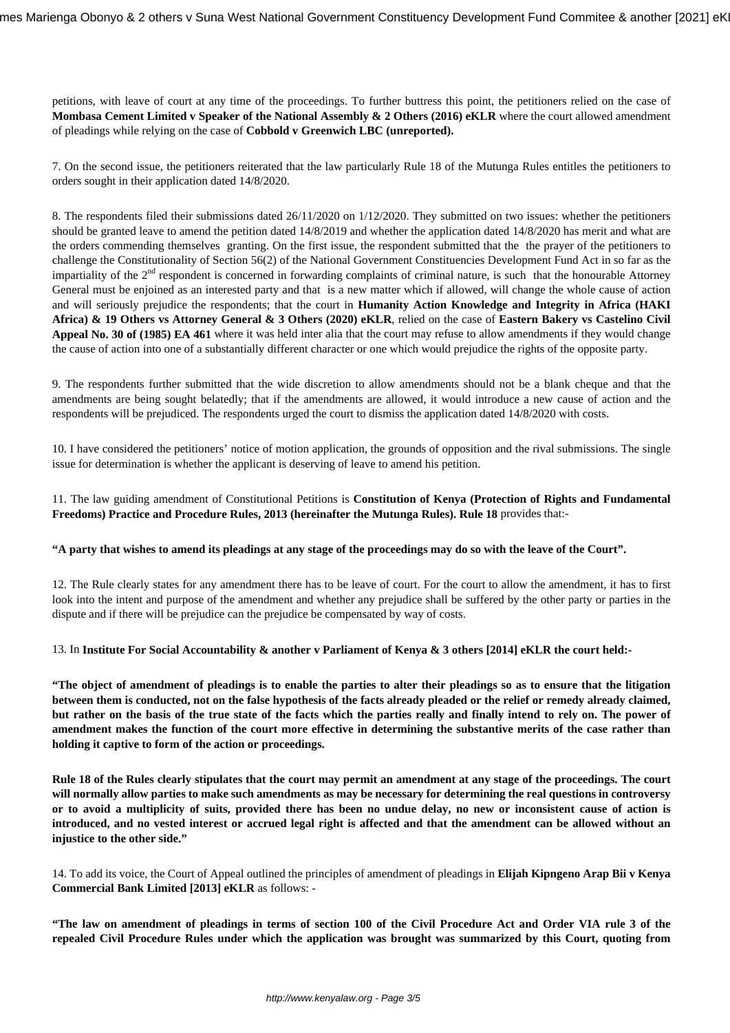petitions, with leave of court at any time of the proceedings. To further buttress this point, the petitioners relied on the case of **Mombasa Cement Limited v Speaker of the National Assembly & 2 Others (2016) eKLR** where the court allowed amendment of pleadings while relying on the case of **Cobbold v Greenwich LBC (unreported).**

7. On the second issue, the petitioners reiterated that the law particularly Rule 18 of the Mutunga Rules entitles the petitioners to orders sought in their application dated 14/8/2020.

8. The respondents filed their submissions dated 26/11/2020 on 1/12/2020. They submitted on two issues: whether the petitioners should be granted leave to amend the petition dated 14/8/2019 and whether the application dated 14/8/2020 has merit and what are the orders commending themselves granting. On the first issue, the respondent submitted that the the prayer of the petitioners to challenge the Constitutionality of Section 56(2) of the National Government Constituencies Development Fund Act in so far as the impartiality of the 2nd respondent is concerned in forwarding complaints of criminal nature, is such that the honourable Attorney General must be enjoined as an interested party and that is a new matter which if allowed, will change the whole cause of action and will seriously prejudice the respondents; that the court in **Humanity Action Knowledge and Integrity in Africa (HAKI Africa) & 19 Others vs Attorney General & 3 Others (2020) eKLR**, relied on the case of **Eastern Bakery vs Castelino Civil Appeal No. 30 of (1985) EA 461** where it was held inter alia that the court may refuse to allow amendments if they would change the cause of action into one of a substantially different character or one which would prejudice the rights of the opposite party.

9. The respondents further submitted that the wide discretion to allow amendments should not be a blank cheque and that the amendments are being sought belatedly; that if the amendments are allowed, it would introduce a new cause of action and the respondents will be prejudiced. The respondents urged the court to dismiss the application dated 14/8/2020 with costs.

10. I have considered the petitioners' notice of motion application, the grounds of opposition and the rival submissions. The single issue for determination is whether the applicant is deserving of leave to amend his petition.

11. The law guiding amendment of Constitutional Petitions is **Constitution of Kenya (Protection of Rights and Fundamental Freedoms) Practice and Procedure Rules, 2013 (hereinafter the Mutunga Rules). Rule 18** provides that:-

**"A party that wishes to amend its pleadings at any stage of the proceedings may do so with the leave of the Court".**

12. The Rule clearly states for any amendment there has to be leave of court. For the court to allow the amendment, it has to first look into the intent and purpose of the amendment and whether any prejudice shall be suffered by the other party or parties in the dispute and if there will be prejudice can the prejudice be compensated by way of costs.

13. In **Institute For Social Accountability & another v Parliament of Kenya & 3 others [2014] eKLR the court held:-**

**"The object of amendment of pleadings is to enable the parties to alter their pleadings so as to ensure that the litigation between them is conducted, not on the false hypothesis of the facts already pleaded or the relief or remedy already claimed, but rather on the basis of the true state of the facts which the parties really and finally intend to rely on. The power of amendment makes the function of the court more effective in determining the substantive merits of the case rather than holding it captive to form of the action or proceedings.**

**Rule 18 of the Rules clearly stipulates that the court may permit an amendment at any stage of the proceedings. The court will normally allow parties to make such amendments as may be necessary for determining the real questions in controversy or to avoid a multiplicity of suits, provided there has been no undue delay, no new or inconsistent cause of action is introduced, and no vested interest or accrued legal right is affected and that the amendment can be allowed without an injustice to the other side."**

14. To add its voice, the Court of Appeal outlined the principles of amendment of pleadings in **Elijah Kipngeno Arap Bii v Kenya Commercial Bank Limited [2013] eKLR** as follows: -

**"The law on amendment of pleadings in terms of section 100 of the Civil Procedure Act and Order VIA rule 3 of the repealed Civil Procedure Rules under which the application was brought was summarized by this Court, quoting from**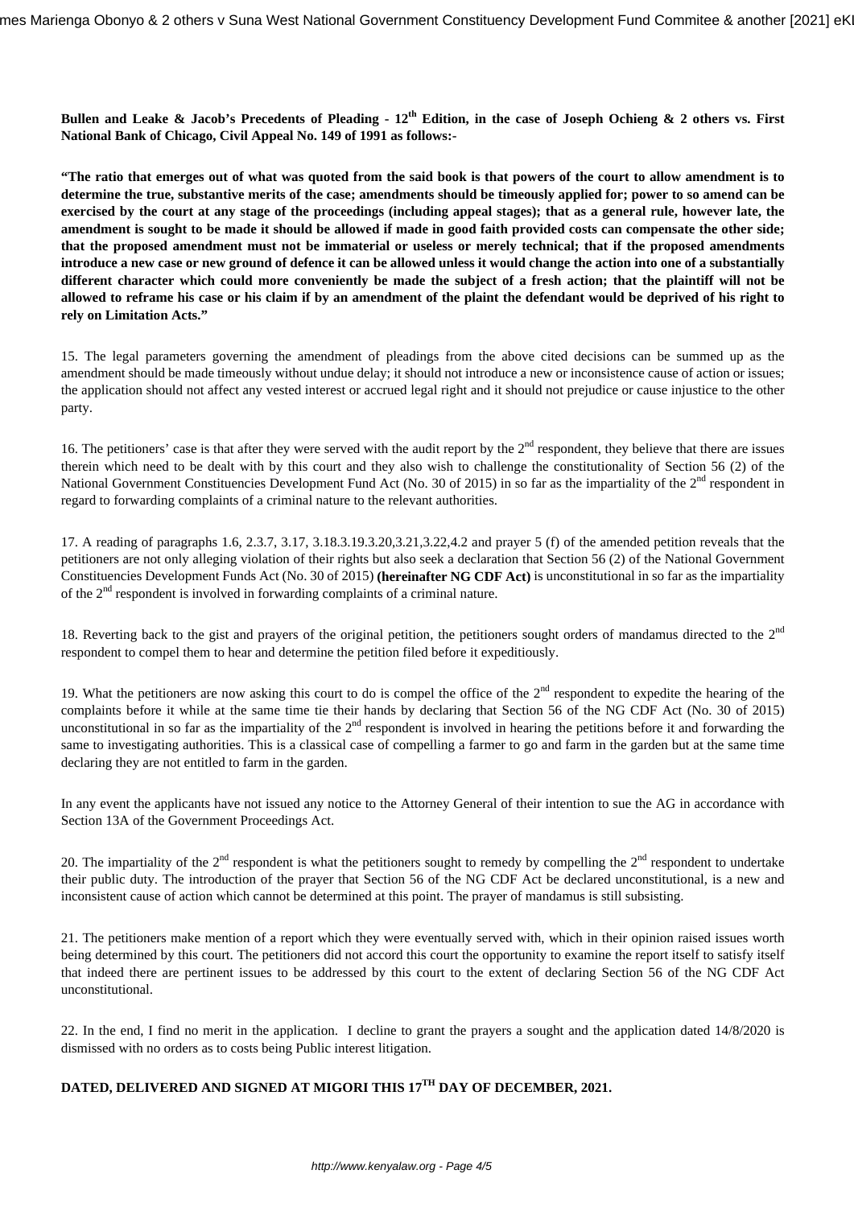**Bullen and Leake & Jacob's Precedents of Pleading - 12th Edition, in the case of Joseph Ochieng & 2 others vs. First National Bank of Chicago, Civil Appeal No. 149 of 1991 as follows:-**

**"The ratio that emerges out of what was quoted from the said book is that powers of the court to allow amendment is to determine the true, substantive merits of the case; amendments should be timeously applied for; power to so amend can be exercised by the court at any stage of the proceedings (including appeal stages); that as a general rule, however late, the amendment is sought to be made it should be allowed if made in good faith provided costs can compensate the other side; that the proposed amendment must not be immaterial or useless or merely technical; that if the proposed amendments introduce a new case or new ground of defence it can be allowed unless it would change the action into one of a substantially different character which could more conveniently be made the subject of a fresh action; that the plaintiff will not be allowed to reframe his case or his claim if by an amendment of the plaint the defendant would be deprived of his right to rely on Limitation Acts."**

15. The legal parameters governing the amendment of pleadings from the above cited decisions can be summed up as the amendment should be made timeously without undue delay; it should not introduce a new or inconsistence cause of action or issues; the application should not affect any vested interest or accrued legal right and it should not prejudice or cause injustice to the other party.

16. The petitioners' case is that after they were served with the audit report by the 2nd respondent, they believe that there are issues therein which need to be dealt with by this court and they also wish to challenge the constitutionality of Section 56 (2) of the National Government Constituencies Development Fund Act (No. 30 of 2015) in so far as the impartiality of the 2nd respondent in regard to forwarding complaints of a criminal nature to the relevant authorities.

17. A reading of paragraphs 1.6, 2.3.7, 3.17, 3.18.3.19.3.20,3.21,3.22,4.2 and prayer 5 (f) of the amended petition reveals that the petitioners are not only alleging violation of their rights but also seek a declaration that Section 56 (2) of the National Government Constituencies Development Funds Act (No. 30 of 2015) **(hereinafter NG CDF Act)** is unconstitutional in so far as the impartiality of the 2nd respondent is involved in forwarding complaints of a criminal nature.

18. Reverting back to the gist and prayers of the original petition, the petitioners sought orders of mandamus directed to the 2nd respondent to compel them to hear and determine the petition filed before it expeditiously.

19. What the petitioners are now asking this court to do is compel the office of the 2nd respondent to expedite the hearing of the complaints before it while at the same time tie their hands by declaring that Section 56 of the NG CDF Act (No. 30 of 2015) unconstitutional in so far as the impartiality of the 2nd respondent is involved in hearing the petitions before it and forwarding the same to investigating authorities. This is a classical case of compelling a farmer to go and farm in the garden but at the same time declaring they are not entitled to farm in the garden.

In any event the applicants have not issued any notice to the Attorney General of their intention to sue the AG in accordance with Section 13A of the Government Proceedings Act.

20. The impartiality of the 2nd respondent is what the petitioners sought to remedy by compelling the 2nd respondent to undertake their public duty. The introduction of the prayer that Section 56 of the NG CDF Act be declared unconstitutional, is a new and inconsistent cause of action which cannot be determined at this point. The prayer of mandamus is still subsisting.

21. The petitioners make mention of a report which they were eventually served with, which in their opinion raised issues worth being determined by this court. The petitioners did not accord this court the opportunity to examine the report itself to satisfy itself that indeed there are pertinent issues to be addressed by this court to the extent of declaring Section 56 of the NG CDF Act unconstitutional.

22. In the end, I find no merit in the application. I decline to grant the prayers a sought and the application dated 14/8/2020 is dismissed with no orders as to costs being Public interest litigation.

**DATED, DELIVERED AND SIGNED AT MIGORI THIS 17TH DAY OF DECEMBER, 2021.**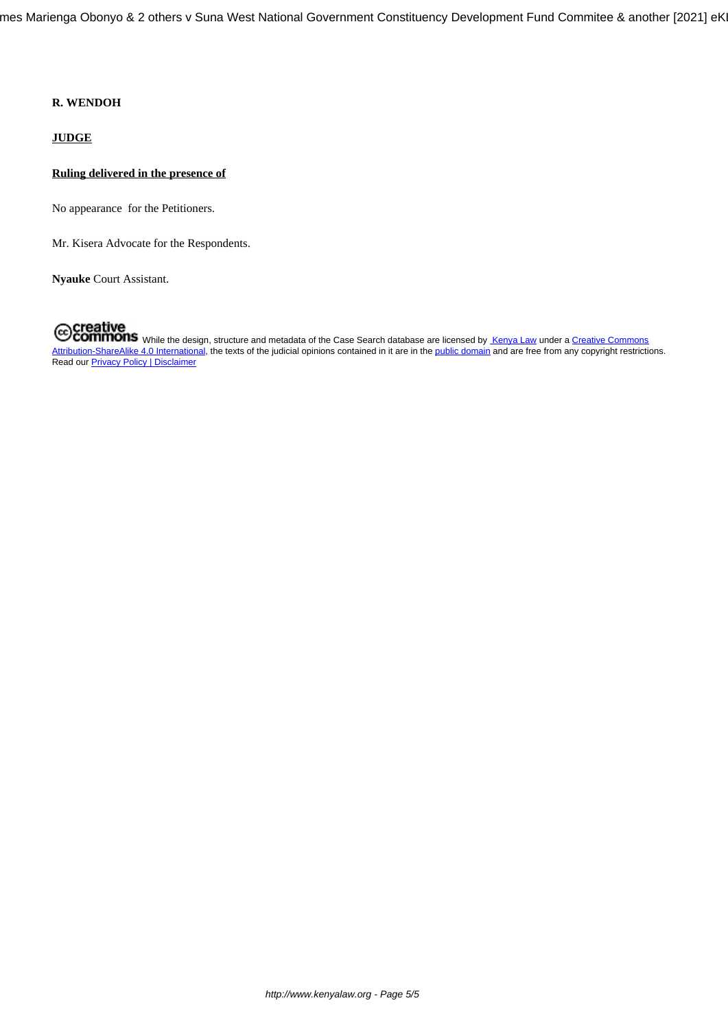**R. WENDOH**

**JUDGE**

**Ruling delivered in the presence of**

No appearance for the Petitioners.

Mr. Kisera Advocate for the Respondents.

**Nyauke** Court Assistant.

While the design, structure and metadata of the Case Search database are licensed by Kenya Law under a Creative Commons Attribution-ShareAlike 4.0 International, the texts of the judicial opinions contained in it are in the public domain and are free from any copyright restrictions. Read our Privacy Policy | Disclaimer